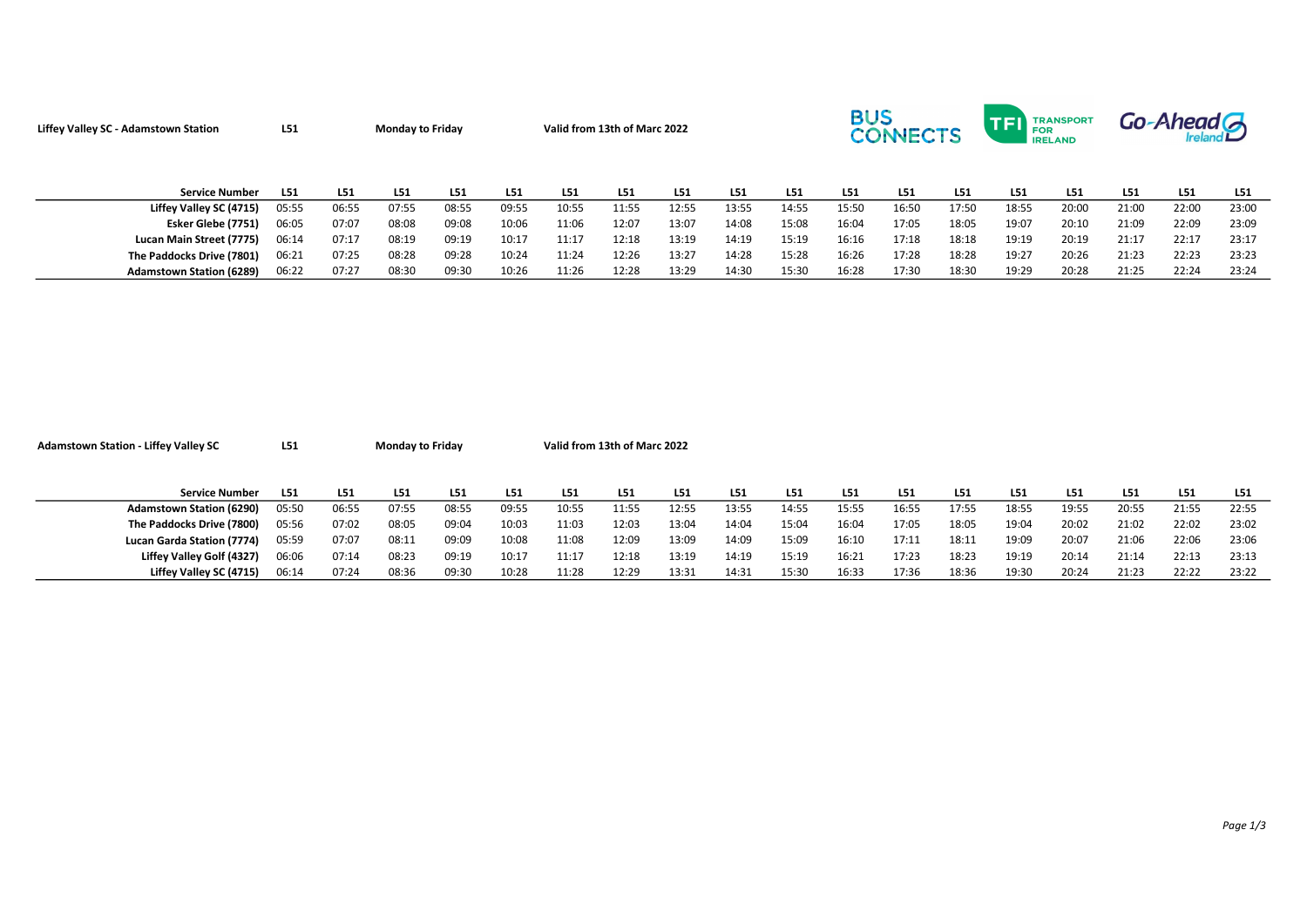**Liffey Valley SC - Adamstown Station** **L51** **Monday to Friday** **Valid from 13th of Marc 2022**

| Service Number | L51 | L51 | L51 | L51 | L51 | L51 | L51 | L51 | L51 | L51 | L51 | L51 | L51 | L51 | L51 | L51 | L51 | L51 |
|---|---|---|---|---|---|---|---|---|---|---|---|---|---|---|---|---|---|---|
| Liffey Valley SC (4715) | 05:55 | 06:55 | 07:55 | 08:55 | 09:55 | 10:55 | 11:55 | 12:55 | 13:55 | 14:55 | 15:50 | 16:50 | 17:50 | 18:55 | 20:00 | 21:00 | 22:00 | 23:00 |
| Esker Glebe (7751) | 06:05 | 07:07 | 08:08 | 09:08 | 10:06 | 11:06 | 12:07 | 13:07 | 14:08 | 15:08 | 16:04 | 17:05 | 18:05 | 19:07 | 20:10 | 21:09 | 22:09 | 23:09 |
| Lucan Main Street (7775) | 06:14 | 07:17 | 08:19 | 09:19 | 10:17 | 11:17 | 12:18 | 13:19 | 14:19 | 15:19 | 16:16 | 17:18 | 18:18 | 19:19 | 20:19 | 21:17 | 22:17 | 23:17 |
| The Paddocks Drive (7801) | 06:21 | 07:25 | 08:28 | 09:28 | 10:24 | 11:24 | 12:26 | 13:27 | 14:28 | 15:28 | 16:26 | 17:28 | 18:28 | 19:27 | 20:26 | 21:23 | 22:23 | 23:23 |
| Adamstown Station (6289) | 06:22 | 07:27 | 08:30 | 09:30 | 10:26 | 11:26 | 12:28 | 13:29 | 14:30 | 15:30 | 16:28 | 17:30 | 18:30 | 19:29 | 20:28 | 21:25 | 22:24 | 23:24 |

**Adamstown Station - Liffey Valley SC** **L51** **Monday to Friday** **Valid from 13th of Marc 2022**

| Service Number | L51 | L51 | L51 | L51 | L51 | L51 | L51 | L51 | L51 | L51 | L51 | L51 | L51 | L51 | L51 | L51 | L51 | L51 |
|---|---|---|---|---|---|---|---|---|---|---|---|---|---|---|---|---|---|---|
| Adamstown Station (6290) | 05:50 | 06:55 | 07:55 | 08:55 | 09:55 | 10:55 | 11:55 | 12:55 | 13:55 | 14:55 | 15:55 | 16:55 | 17:55 | 18:55 | 19:55 | 20:55 | 21:55 | 22:55 |
| The Paddocks Drive (7800) | 05:56 | 07:02 | 08:05 | 09:04 | 10:03 | 11:03 | 12:03 | 13:04 | 14:04 | 15:04 | 16:04 | 17:05 | 18:05 | 19:04 | 20:02 | 21:02 | 22:02 | 23:02 |
| Lucan Garda Station (7774) | 05:59 | 07:07 | 08:11 | 09:09 | 10:08 | 11:08 | 12:09 | 13:09 | 14:09 | 15:09 | 16:10 | 17:11 | 18:11 | 19:09 | 20:07 | 21:06 | 22:06 | 23:06 |
| Liffey Valley Golf (4327) | 06:06 | 07:14 | 08:23 | 09:19 | 10:17 | 11:17 | 12:18 | 13:19 | 14:19 | 15:19 | 16:21 | 17:23 | 18:23 | 19:19 | 20:14 | 21:14 | 22:13 | 23:13 |
| Liffey Valley SC (4715) | 06:14 | 07:24 | 08:36 | 09:30 | 10:28 | 11:28 | 12:29 | 13:31 | 14:31 | 15:30 | 16:33 | 17:36 | 18:36 | 19:30 | 20:24 | 21:23 | 22:22 | 23:22 |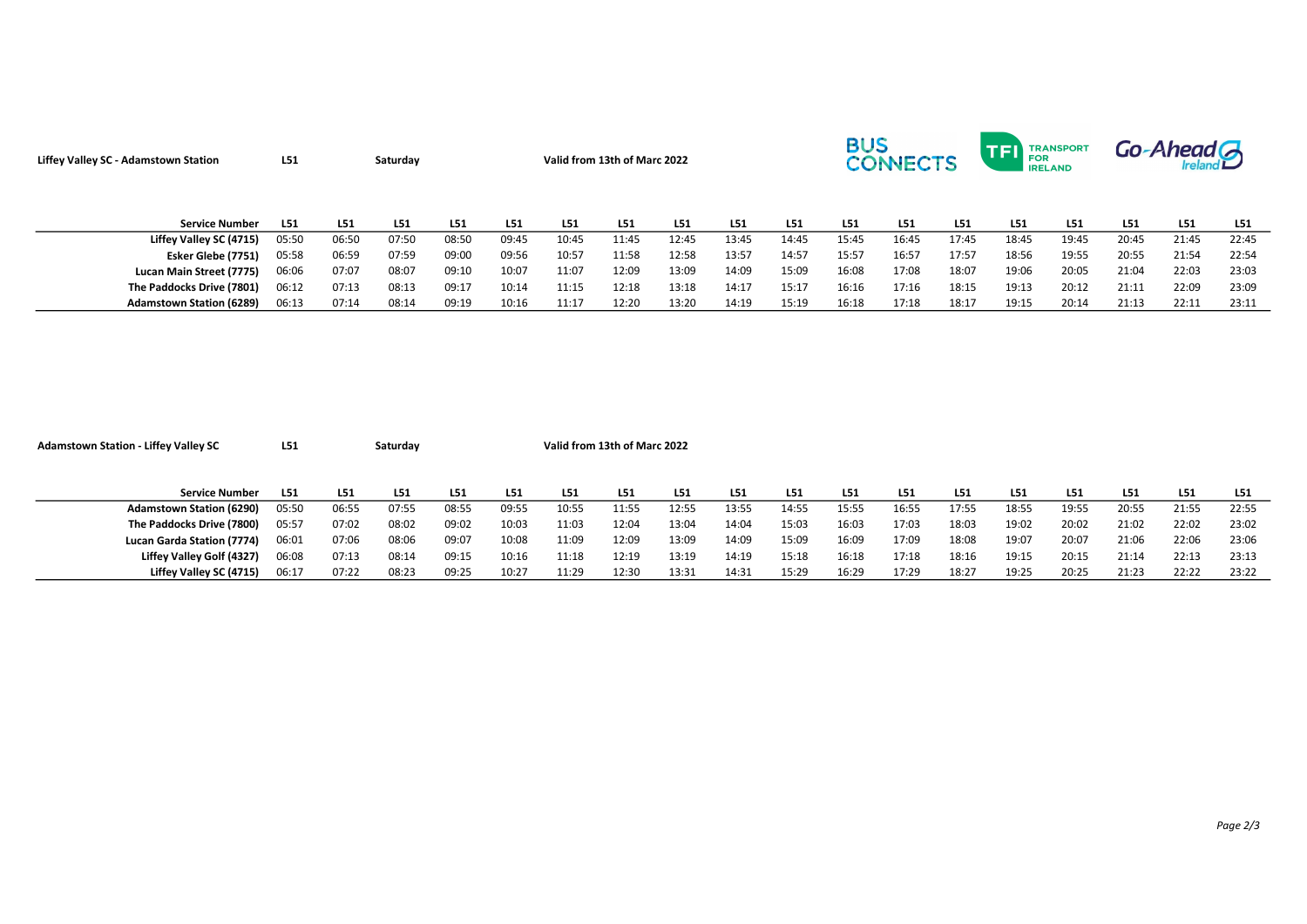Liffey Valley SC - Adamstown Station L51 Saturday Valid from 13th of Marc 2022

| Service Number | L51 | L51 | L51 | L51 | L51 | L51 | L51 | L51 | L51 | L51 | L51 | L51 | L51 | L51 | L51 | L51 | L51 | L51 |
|---|---|---|---|---|---|---|---|---|---|---|---|---|---|---|---|---|---|---|
| Liffey Valley SC (4715) | 05:50 | 06:50 | 07:50 | 08:50 | 09:45 | 10:45 | 11:45 | 12:45 | 13:45 | 14:45 | 15:45 | 16:45 | 17:45 | 18:45 | 19:45 | 20:45 | 21:45 | 22:45 |
| Esker Glebe (7751) | 05:58 | 06:59 | 07:59 | 09:00 | 09:56 | 10:57 | 11:58 | 12:58 | 13:57 | 14:57 | 15:57 | 16:57 | 17:57 | 18:56 | 19:55 | 20:55 | 21:54 | 22:54 |
| Lucan Main Street (7775) | 06:06 | 07:07 | 08:07 | 09:10 | 10:07 | 11:07 | 12:09 | 13:09 | 14:09 | 15:09 | 16:08 | 17:08 | 18:07 | 19:06 | 20:05 | 21:04 | 22:03 | 23:03 |
| The Paddocks Drive (7801) | 06:12 | 07:13 | 08:13 | 09:17 | 10:14 | 11:15 | 12:18 | 13:18 | 14:17 | 15:17 | 16:16 | 17:16 | 18:15 | 19:13 | 20:12 | 21:11 | 22:09 | 23:09 |
| Adamstown Station (6289) | 06:13 | 07:14 | 08:14 | 09:19 | 10:16 | 11:17 | 12:20 | 13:20 | 14:19 | 15:19 | 16:18 | 17:18 | 18:17 | 19:15 | 20:14 | 21:13 | 22:11 | 23:11 |

Adamstown Station - Liffey Valley SC L51 Saturday Valid from 13th of Marc 2022

| Service Number | L51 | L51 | L51 | L51 | L51 | L51 | L51 | L51 | L51 | L51 | L51 | L51 | L51 | L51 | L51 | L51 | L51 | L51 |
|---|---|---|---|---|---|---|---|---|---|---|---|---|---|---|---|---|---|---|
| Adamstown Station (6290) | 05:50 | 06:55 | 07:55 | 08:55 | 09:55 | 10:55 | 11:55 | 12:55 | 13:55 | 14:55 | 15:55 | 16:55 | 17:55 | 18:55 | 19:55 | 20:55 | 21:55 | 22:55 |
| The Paddocks Drive (7800) | 05:57 | 07:02 | 08:02 | 09:02 | 10:03 | 11:03 | 12:04 | 13:04 | 14:04 | 15:03 | 16:03 | 17:03 | 18:03 | 19:02 | 20:02 | 21:02 | 22:02 | 23:02 |
| Lucan Garda Station (7774) | 06:01 | 07:06 | 08:06 | 09:07 | 10:08 | 11:09 | 12:09 | 13:09 | 14:09 | 15:09 | 16:09 | 17:09 | 18:08 | 19:07 | 20:07 | 21:06 | 22:06 | 23:06 |
| Liffey Valley Golf (4327) | 06:08 | 07:13 | 08:14 | 09:15 | 10:16 | 11:18 | 12:19 | 13:19 | 14:19 | 15:18 | 16:18 | 17:18 | 18:16 | 19:15 | 20:15 | 21:14 | 22:13 | 23:13 |
| Liffey Valley SC (4715) | 06:17 | 07:22 | 08:23 | 09:25 | 10:27 | 11:29 | 12:30 | 13:31 | 14:31 | 15:29 | 16:29 | 17:29 | 18:27 | 19:25 | 20:25 | 21:23 | 22:22 | 23:22 |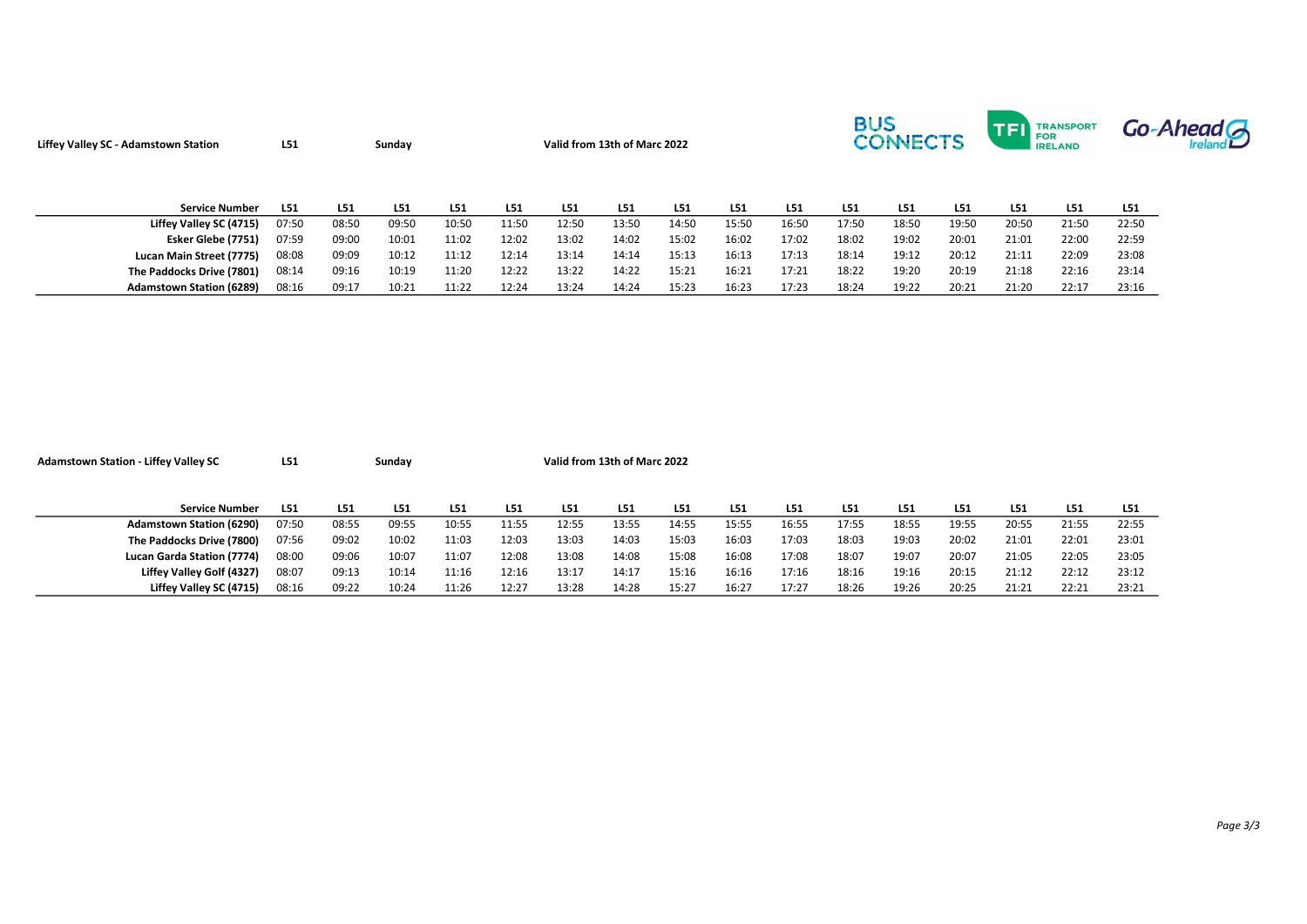Liffey Valley SC - Adamstown Station L51 Sunday Valid from 13th of Marc 2022

BUS CONNECTS TFI TRANSPORT FOR IRELAND Go-Ahead Ireland

| Service Number | L51 | L51 | L51 | L51 | L51 | L51 | L51 | L51 | L51 | L51 | L51 | L51 | L51 | L51 | L51 | L51 |
|---|---|---|---|---|---|---|---|---|---|---|---|---|---|---|---|---|
| Liffey Valley SC (4715) | 07:50 | 08:50 | 09:50 | 10:50 | 11:50 | 12:50 | 13:50 | 14:50 | 15:50 | 16:50 | 17:50 | 18:50 | 19:50 | 20:50 | 21:50 | 22:50 |
| Esker Glebe (7751) | 07:59 | 09:00 | 10:01 | 11:02 | 12:02 | 13:02 | 14:02 | 15:02 | 16:02 | 17:02 | 18:02 | 19:02 | 20:01 | 21:01 | 22:00 | 22:59 |
| Lucan Main Street (7775) | 08:08 | 09:09 | 10:12 | 11:12 | 12:14 | 13:14 | 14:14 | 15:13 | 16:13 | 17:13 | 18:14 | 19:12 | 20:12 | 21:11 | 22:09 | 23:08 |
| The Paddocks Drive (7801) | 08:14 | 09:16 | 10:19 | 11:20 | 12:22 | 13:22 | 14:22 | 15:21 | 16:21 | 17:21 | 18:22 | 19:20 | 20:19 | 21:18 | 22:16 | 23:14 |
| Adamstown Station (6289) | 08:16 | 09:17 | 10:21 | 11:22 | 12:24 | 13:24 | 14:24 | 15:23 | 16:23 | 17:23 | 18:24 | 19:22 | 20:21 | 21:20 | 22:17 | 23:16 |

Adamstown Station - Liffey Valley SC L51 Sunday Valid from 13th of Marc 2022

| Service Number | L51 | L51 | L51 | L51 | L51 | L51 | L51 | L51 | L51 | L51 | L51 | L51 | L51 | L51 | L51 | L51 |
|---|---|---|---|---|---|---|---|---|---|---|---|---|---|---|---|---|
| Adamstown Station (6290) | 07:50 | 08:55 | 09:55 | 10:55 | 11:55 | 12:55 | 13:55 | 14:55 | 15:55 | 16:55 | 17:55 | 18:55 | 19:55 | 20:55 | 21:55 | 22:55 |
| The Paddocks Drive (7800) | 07:56 | 09:02 | 10:02 | 11:03 | 12:03 | 13:03 | 14:03 | 15:03 | 16:03 | 17:03 | 18:03 | 19:03 | 20:02 | 21:01 | 22:01 | 23:01 |
| Lucan Garda Station (7774) | 08:00 | 09:06 | 10:07 | 11:07 | 12:08 | 13:08 | 14:08 | 15:08 | 16:08 | 17:08 | 18:07 | 19:07 | 20:07 | 21:05 | 22:05 | 23:05 |
| Liffey Valley Golf (4327) | 08:07 | 09:13 | 10:14 | 11:16 | 12:16 | 13:17 | 14:17 | 15:16 | 16:16 | 17:16 | 18:16 | 19:16 | 20:15 | 21:12 | 22:12 | 23:12 |
| Liffey Valley SC (4715) | 08:16 | 09:22 | 10:24 | 11:26 | 12:27 | 13:28 | 14:28 | 15:27 | 16:27 | 17:27 | 18:26 | 19:26 | 20:25 | 21:21 | 22:21 | 23:21 |